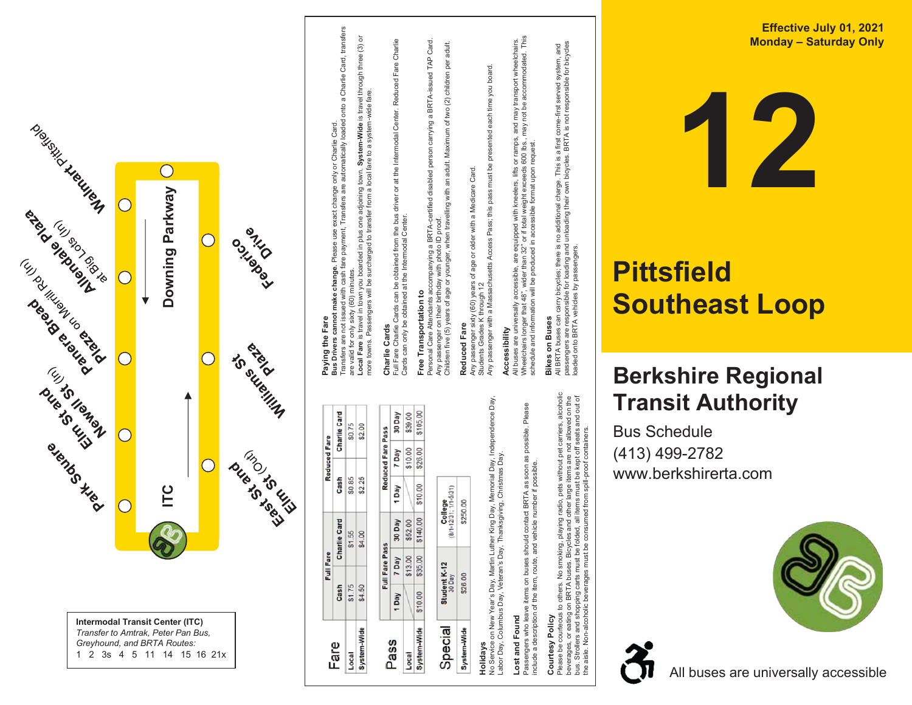Effective July 01, 2021
Monday – Saturday Only

# 12

# Pittsfield Southeast Loop

## Berkshire Regional Transit Authority

Bus Schedule
(413) 499-2782
www.berkshirerta.com

All buses are universally accessible

Walmart Pittsfield
Allendale Plaza at Big Lots (In)
Panera Bread Plaza on Merrill Rd (In)
Elm St and Newell St (In)
Park Square
ITC
Downing Parkway
Federico Drive
Williams St Plaza
East St and Elm St (Out)

**Intermodal Transit Center (ITC)**
*Transfer to Amtrak, Peter Pan Bus, Greyhound, and BRTA Routes:*
1 2 3s 4 5 11 14 15 16 21x

## Fare

| | Full Fare | | Reduced Fare | |
|---|---|---|---|---|
| | Cash | Charlie Card | Cash | Charlie Card |
| Local | $1.75 | $1.55 | $0.85 | $0.75 |
| System-Wide | $4.50 | $4.00 | $2.25 | $2.00 |

## Pass

| | Full Fare Pass | | | Reduced Fare Pass | | |
|---|---|---|---|---|---|---|
| | 1 Day | 7 Day | 30 Day | 1 Day | 7 Day | 30 Day |
| Local | | $13.00 | $52.00 | | $10.00 | $39.00 |
| System-Wide | $10.00 | $35.00 | $140.00 | $10.00 | $28.00 | $105.00 |

## Special

| | Student K-12 30 Day | College (8/1-12/31; 1/1-5/31) |
|---|---|---|
| System-Wide | $26.00 | $250.00 |

**Holidays**
No Service on New Year's Day, Martin Luther King Day, Memorial Day, Independence Day, Labor Day, Columbus Day, Veteran's Day, Thanksgiving, Christmas Day.

**Lost and Found**
Passengers who leave items on buses should contact BRTA as soon as possible. Please include a description of the item, route, and vehicle number if possible.

**Courtesy Policy**
Please be courteous to others. No smoking, playing radio, pets without pet carriers, alcoholic beverages, or eating on BRTA buses. Bicycles and other large items are not allowed on the bus. Strollers and shopping carts must be folded, all items must be kept off seats and out of the aisle. Non-alcoholic beverages must be consumed from spill-proof containers.

**Paying the Fare**
**Bus Drivers cannot make change.** Please use exact change only or Charlie Card.
Transfers are not issued with cash fare payment. Transfers are automatically loaded onto a Charlie Card; transfers are valid for only sixty (60) minutes.
**Local Fare** is travel in town you boarded in plus one adjoining town. **System-Wide** is travel through three (3) or more towns. Passengers will be surcharged to transfer from a local fare to a system-wide fare.

**Charlie Cards**
Full Fare Charlie Cards can be obtained from the bus driver or at the Intermodal Center. Reduced Fare Charlie Cards can only be obtained at the Intermodal Center.

**Free Transportation to**
Personal Care Attendants accompanying a BRTA-certified disabled person carrying a BRTA-issued TAP Card.
Any passenger on their birthday with photo ID proof.
Children five (5) years of age or younger, when travelling with an adult. Maximum of two (2) children per adult.

**Reduced Fare**
Any passenger sixty (60) years of age or older with a Medicare Card.
Students Grades K through 12
Any passenger with a Massachusetts Access Pass; this pass must be presented each time you board.

**Accessibility**
All buses are universally accessible, are equipped with kneelers, lifts or ramps, and may transport wheelchairs. Wheelchairs longer that 48", wider than 32" or if total weight exceeds 600 lbs., may not be accommodated. This schedule and information will be produced in accessible format upon request.

**Bikes on Buses**
All BRTA buses can carry bicycles; there is no additional charge. This is a first come-first served system, and passengers are responsible for loading and unloading their own bicycles. BRTA is not responsible for bicycles loaded onto BRTA vehicles by passengers.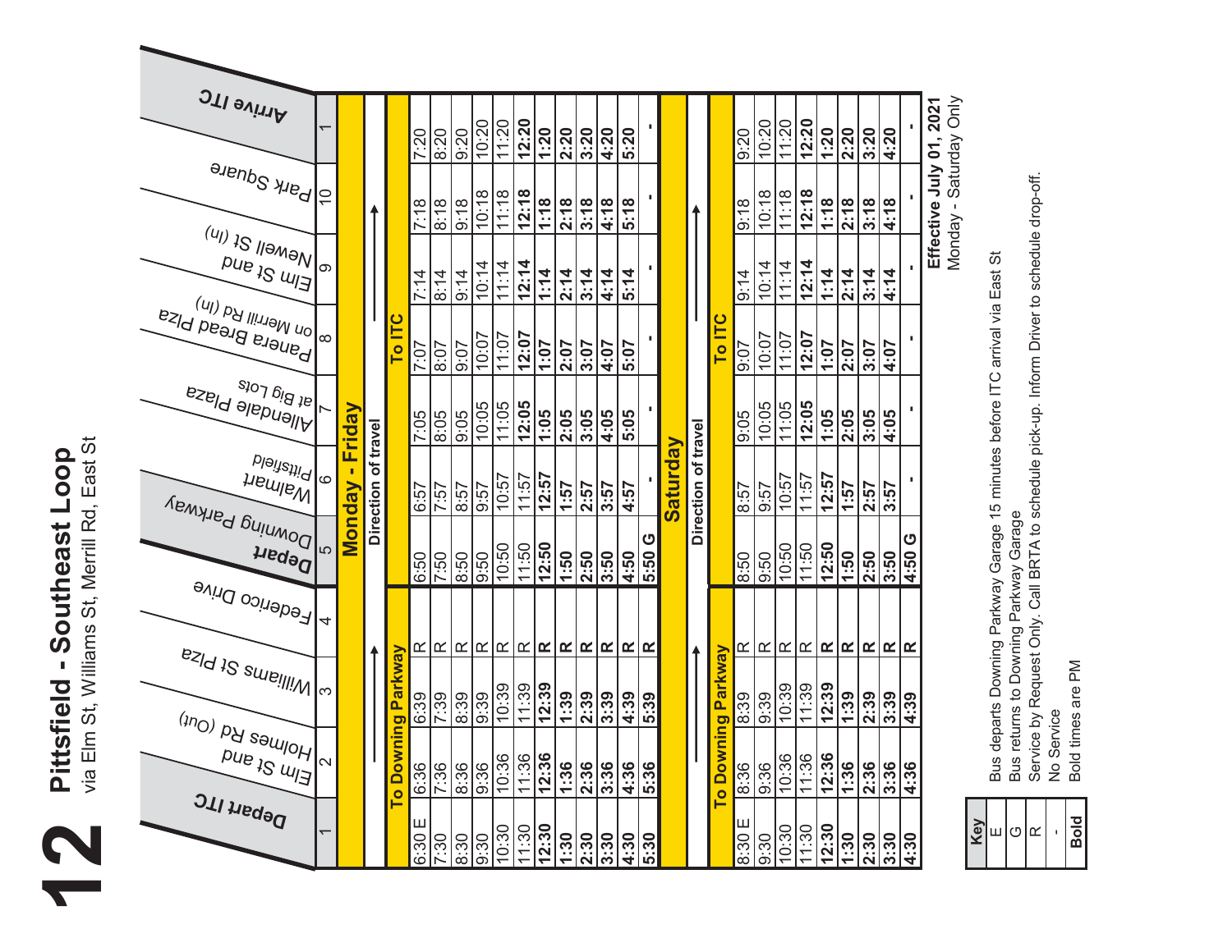# 12 Pittsfield - Southeast Loop

via Elm St, Williams St, Merrill Rd, East St

| Depart ITC | Elm St and Holmes Rd (Out) | Williams St Plza | Federico Drive | Depart Downing Parkway | Walmart Pittsfield | Allendale Plaza at Big Lots | Panera Bread Plza on Merrill Rd (In) | Elm St and Newell St (In) | Park Square | Arrive ITC |
|---|---|---|---|---|---|---|---|---|---|---|
| 1 | 2 | 3 | 4 | 5 | 6 | 7 | 8 | 9 | 10 | 1 |
| **Monday - Friday** | | | | | | | | | | |
| Direction of travel → | | | | | | | | | | |
| **To Downing Parkway** | | | | **To ITC** | | | | | | |
| 6:30 E | 6:36 | 6:39 | R | 6:50 | 6:57 | 7:05 | 7:07 | 7:14 | 7:18 | 7:20 |
| 7:30 | 7:36 | 7:39 | R | 7:50 | 7:57 | 8:05 | 8:07 | 8:14 | 8:18 | 8:20 |
| 8:30 | 8:36 | 8:39 | R | 8:50 | 8:57 | 9:05 | 9:07 | 9:14 | 9:18 | 9:20 |
| 9:30 | 9:36 | 9:39 | R | 9:50 | 9:57 | 10:05 | 10:07 | 10:14 | 10:18 | 10:20 |
| 10:30 | 10:36 | 10:39 | R | 10:50 | 10:57 | 11:05 | 11:07 | 11:14 | 11:18 | 11:20 |
| 11:30 | 11:36 | 11:39 | R | 11:50 | 11:57 | 12:05 | 12:07 | 12:14 | 12:18 | 12:20 |
| **12:30** | **12:36** | **12:39** | **R** | **12:50** | **12:57** | **1:05** | **1:07** | **1:14** | **1:18** | **1:20** |
| **1:30** | **1:36** | **1:39** | **R** | **1:50** | **1:57** | **2:05** | **2:07** | **2:14** | **2:18** | **2:20** |
| **2:30** | **2:36** | **2:39** | **R** | **2:50** | **2:57** | **3:05** | **3:07** | **3:14** | **3:18** | **3:20** |
| **3:30** | **3:36** | **3:39** | **R** | **3:50** | **3:57** | **4:05** | **4:07** | **4:14** | **4:18** | **4:20** |
| **4:30** | **4:36** | **4:39** | **R** | **4:50** | **4:57** | **5:05** | **5:07** | **5:14** | **5:18** | **5:20** |
| **5:30** | **5:36** | **5:39** | **R** | **5:50 G** | **-** | **-** | **-** | **-** | **-** | **-** |
| **Saturday** | | | | | | | | | | |
| Direction of travel → | | | | | | | | | | |
| **To Downing Parkway** | | | | **To ITC** | | | | | | |
| 8:30 E | 8:36 | 8:39 | R | 8:50 | 8:57 | 9:05 | 9:07 | 9:14 | 9:18 | 9:20 |
| 9:30 | 9:36 | 9:39 | R | 9:50 | 9:57 | 10:05 | 10:07 | 10:14 | 10:18 | 10:20 |
| 10:30 | 10:36 | 10:39 | R | 10:50 | 10:57 | 11:05 | 11:07 | 11:14 | 11:18 | 11:20 |
| 11:30 | 11:36 | 11:39 | R | 11:50 | 11:57 | 12:05 | 12:07 | 12:14 | 12:18 | 12:20 |
| **12:30** | **12:36** | **12:39** | **R** | **12:50** | **12:57** | **1:05** | **1:07** | **1:14** | **1:18** | **1:20** |
| **1:30** | **1:36** | **1:39** | **R** | **1:50** | **1:57** | **2:05** | **2:07** | **2:14** | **2:18** | **2:20** |
| **2:30** | **2:36** | **2:39** | **R** | **2:50** | **2:57** | **3:05** | **3:07** | **3:14** | **3:18** | **3:20** |
| **3:30** | **3:36** | **3:39** | **R** | **3:50** | **3:57** | **4:05** | **4:07** | **4:14** | **4:18** | **4:20** |
| **4:30** | **4:36** | **4:39** | **R** | **4:50 G** | **-** | **-** | **-** | **-** | **-** | **-** |

**Effective July 01, 2021**
Monday - Saturday Only

| Key | |
|---|---|
| E | Bus departs Downing Parkway Garage 15 minutes before ITC arrival via East St |
| G | Bus returns to Downing Parkway Garage |
| R | Service by Request Only. Call BRTA to schedule pick-up. Inform Driver to schedule drop-off. |
| - | No Service |
| **Bold** | Bold times are PM |